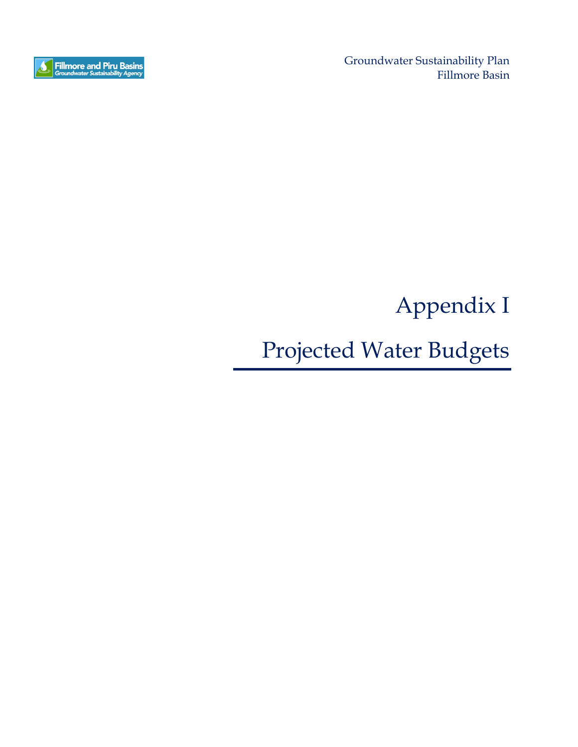# Appendix I

# Projected Water Budgets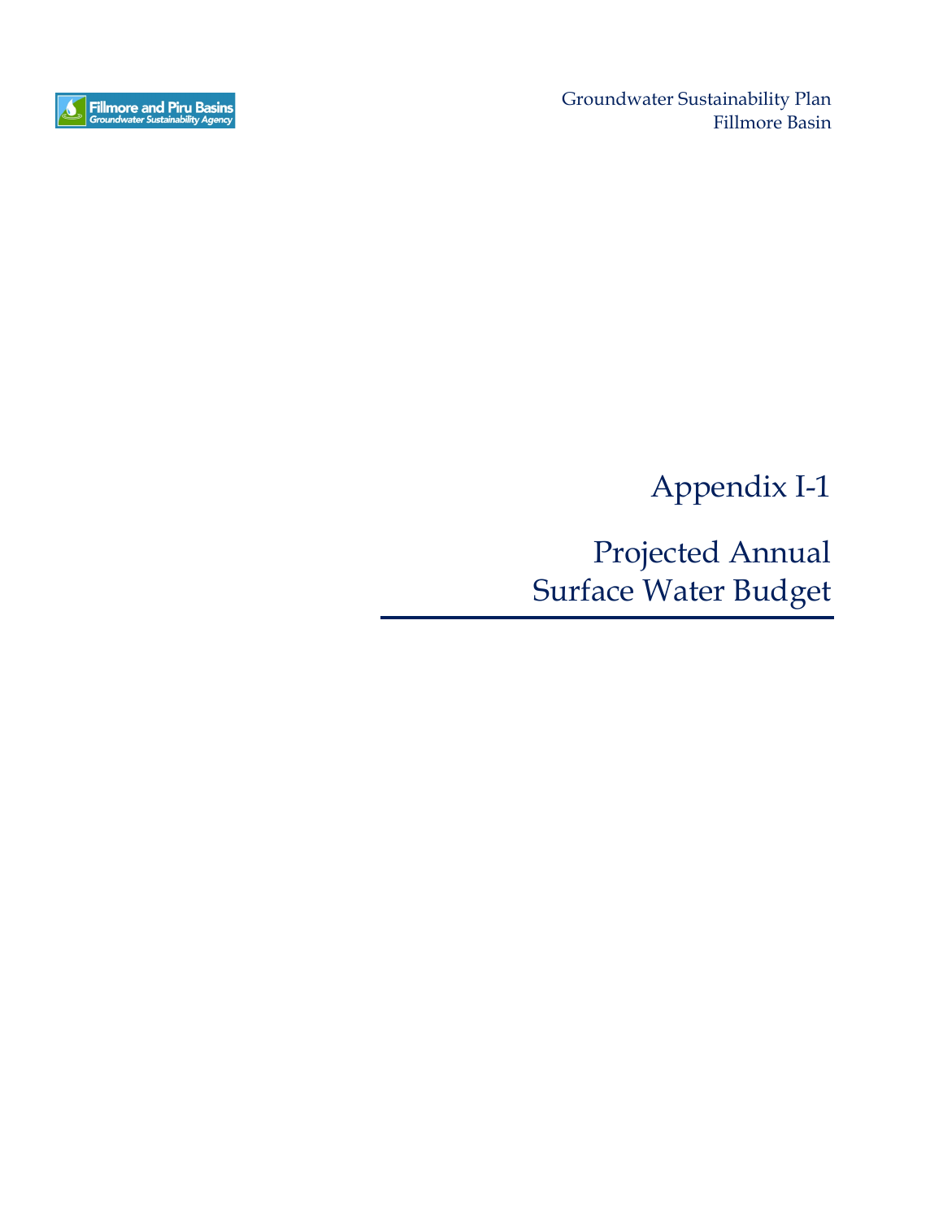# Appendix I-1

## Projected Annual Surface Water Budget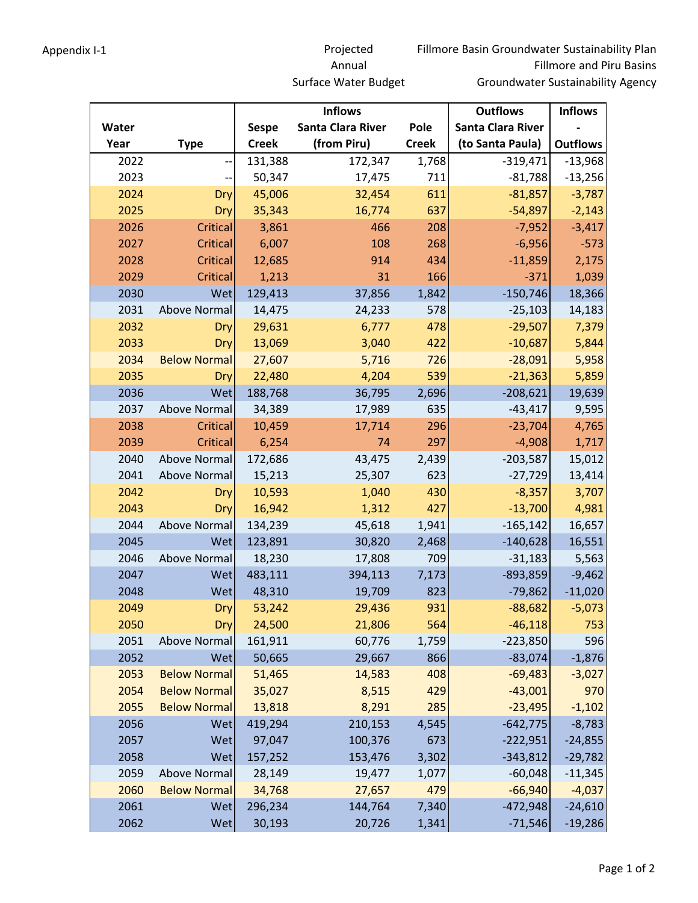Appendix I-1

Projected Annual Surface Water Budget

Fillmore Basin Groundwater Sustainability Plan
Fillmore and Piru Basins Groundwater Sustainability Agency

| Water Year | Type | Inflows Sespe Creek | Inflows Santa Clara River (from Piru) | Inflows Pole Creek | Outflows Santa Clara River (to Santa Paula) | Inflows - Outflows |
|---|---|---|---|---|---|---|
| 2022 | -- | 131,388 | 172,347 | 1,768 | -319,471 | -13,968 |
| 2023 | -- | 50,347 | 17,475 | 711 | -81,788 | -13,256 |
| 2024 | Dry | 45,006 | 32,454 | 611 | -81,857 | -3,787 |
| 2025 | Dry | 35,343 | 16,774 | 637 | -54,897 | -2,143 |
| 2026 | Critical | 3,861 | 466 | 208 | -7,952 | -3,417 |
| 2027 | Critical | 6,007 | 108 | 268 | -6,956 | -573 |
| 2028 | Critical | 12,685 | 914 | 434 | -11,859 | 2,175 |
| 2029 | Critical | 1,213 | 31 | 166 | -371 | 1,039 |
| 2030 | Wet | 129,413 | 37,856 | 1,842 | -150,746 | 18,366 |
| 2031 | Above Normal | 14,475 | 24,233 | 578 | -25,103 | 14,183 |
| 2032 | Dry | 29,631 | 6,777 | 478 | -29,507 | 7,379 |
| 2033 | Dry | 13,069 | 3,040 | 422 | -10,687 | 5,844 |
| 2034 | Below Normal | 27,607 | 5,716 | 726 | -28,091 | 5,958 |
| 2035 | Dry | 22,480 | 4,204 | 539 | -21,363 | 5,859 |
| 2036 | Wet | 188,768 | 36,795 | 2,696 | -208,621 | 19,639 |
| 2037 | Above Normal | 34,389 | 17,989 | 635 | -43,417 | 9,595 |
| 2038 | Critical | 10,459 | 17,714 | 296 | -23,704 | 4,765 |
| 2039 | Critical | 6,254 | 74 | 297 | -4,908 | 1,717 |
| 2040 | Above Normal | 172,686 | 43,475 | 2,439 | -203,587 | 15,012 |
| 2041 | Above Normal | 15,213 | 25,307 | 623 | -27,729 | 13,414 |
| 2042 | Dry | 10,593 | 1,040 | 430 | -8,357 | 3,707 |
| 2043 | Dry | 16,942 | 1,312 | 427 | -13,700 | 4,981 |
| 2044 | Above Normal | 134,239 | 45,618 | 1,941 | -165,142 | 16,657 |
| 2045 | Wet | 123,891 | 30,820 | 2,468 | -140,628 | 16,551 |
| 2046 | Above Normal | 18,230 | 17,808 | 709 | -31,183 | 5,563 |
| 2047 | Wet | 483,111 | 394,113 | 7,173 | -893,859 | -9,462 |
| 2048 | Wet | 48,310 | 19,709 | 823 | -79,862 | -11,020 |
| 2049 | Dry | 53,242 | 29,436 | 931 | -88,682 | -5,073 |
| 2050 | Dry | 24,500 | 21,806 | 564 | -46,118 | 753 |
| 2051 | Above Normal | 161,911 | 60,776 | 1,759 | -223,850 | 596 |
| 2052 | Wet | 50,665 | 29,667 | 866 | -83,074 | -1,876 |
| 2053 | Below Normal | 51,465 | 14,583 | 408 | -69,483 | -3,027 |
| 2054 | Below Normal | 35,027 | 8,515 | 429 | -43,001 | 970 |
| 2055 | Below Normal | 13,818 | 8,291 | 285 | -23,495 | -1,102 |
| 2056 | Wet | 419,294 | 210,153 | 4,545 | -642,775 | -8,783 |
| 2057 | Wet | 97,047 | 100,376 | 673 | -222,951 | -24,855 |
| 2058 | Wet | 157,252 | 153,476 | 3,302 | -343,812 | -29,782 |
| 2059 | Above Normal | 28,149 | 19,477 | 1,077 | -60,048 | -11,345 |
| 2060 | Below Normal | 34,768 | 27,657 | 479 | -66,940 | -4,037 |
| 2061 | Wet | 296,234 | 144,764 | 7,340 | -472,948 | -24,610 |
| 2062 | Wet | 30,193 | 20,726 | 1,341 | -71,546 | -19,286 |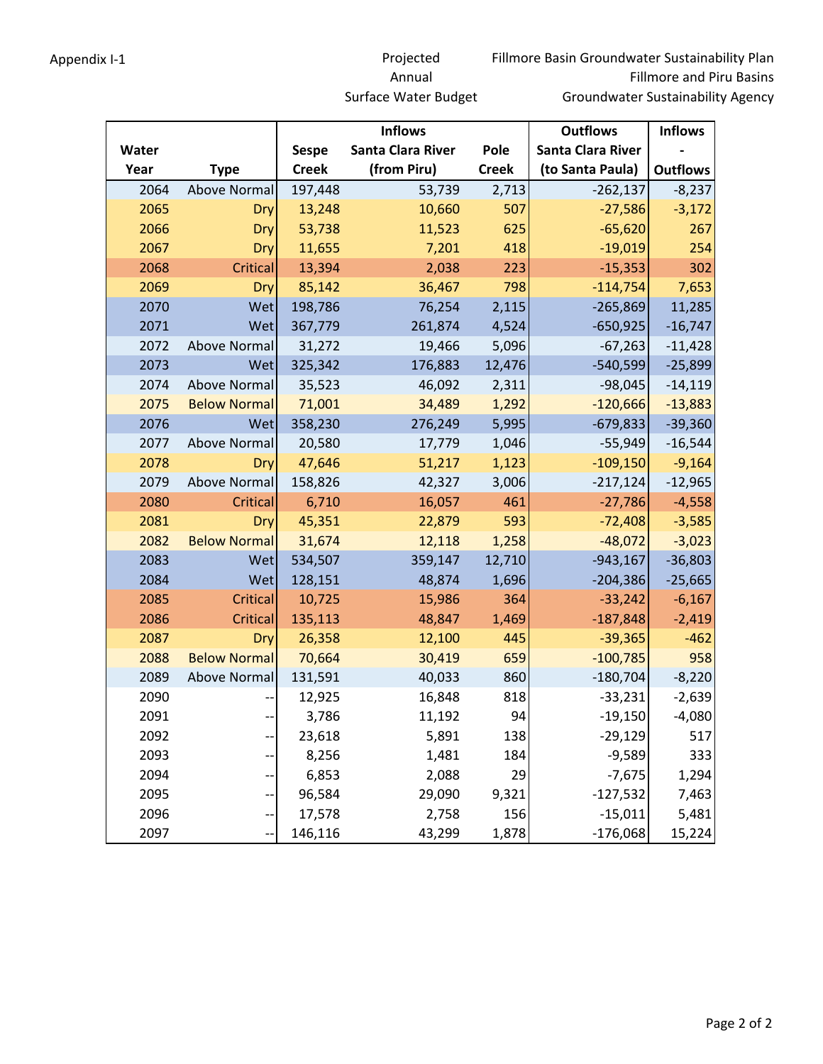Appendix I-1

Projected Annual Surface Water Budget

Fillmore Basin Groundwater Sustainability Plan
Fillmore and Piru Basins Groundwater Sustainability Agency

| Water | | Inflows | | | Outflows | Inflows |
|---|---|---|---|---|---|---|
| Year | Type | Sespe Creek | Santa Clara River (from Piru) | Pole Creek | Santa Clara River (to Santa Paula) | - Outflows |
| 2064 | Above Normal | 197,448 | 53,739 | 2,713 | -262,137 | -8,237 |
| 2065 | Dry | 13,248 | 10,660 | 507 | -27,586 | -3,172 |
| 2066 | Dry | 53,738 | 11,523 | 625 | -65,620 | 267 |
| 2067 | Dry | 11,655 | 7,201 | 418 | -19,019 | 254 |
| 2068 | Critical | 13,394 | 2,038 | 223 | -15,353 | 302 |
| 2069 | Dry | 85,142 | 36,467 | 798 | -114,754 | 7,653 |
| 2070 | Wet | 198,786 | 76,254 | 2,115 | -265,869 | 11,285 |
| 2071 | Wet | 367,779 | 261,874 | 4,524 | -650,925 | -16,747 |
| 2072 | Above Normal | 31,272 | 19,466 | 5,096 | -67,263 | -11,428 |
| 2073 | Wet | 325,342 | 176,883 | 12,476 | -540,599 | -25,899 |
| 2074 | Above Normal | 35,523 | 46,092 | 2,311 | -98,045 | -14,119 |
| 2075 | Below Normal | 71,001 | 34,489 | 1,292 | -120,666 | -13,883 |
| 2076 | Wet | 358,230 | 276,249 | 5,995 | -679,833 | -39,360 |
| 2077 | Above Normal | 20,580 | 17,779 | 1,046 | -55,949 | -16,544 |
| 2078 | Dry | 47,646 | 51,217 | 1,123 | -109,150 | -9,164 |
| 2079 | Above Normal | 158,826 | 42,327 | 3,006 | -217,124 | -12,965 |
| 2080 | Critical | 6,710 | 16,057 | 461 | -27,786 | -4,558 |
| 2081 | Dry | 45,351 | 22,879 | 593 | -72,408 | -3,585 |
| 2082 | Below Normal | 31,674 | 12,118 | 1,258 | -48,072 | -3,023 |
| 2083 | Wet | 534,507 | 359,147 | 12,710 | -943,167 | -36,803 |
| 2084 | Wet | 128,151 | 48,874 | 1,696 | -204,386 | -25,665 |
| 2085 | Critical | 10,725 | 15,986 | 364 | -33,242 | -6,167 |
| 2086 | Critical | 135,113 | 48,847 | 1,469 | -187,848 | -2,419 |
| 2087 | Dry | 26,358 | 12,100 | 445 | -39,365 | -462 |
| 2088 | Below Normal | 70,664 | 30,419 | 659 | -100,785 | 958 |
| 2089 | Above Normal | 131,591 | 40,033 | 860 | -180,704 | -8,220 |
| 2090 | -- | 12,925 | 16,848 | 818 | -33,231 | -2,639 |
| 2091 | -- | 3,786 | 11,192 | 94 | -19,150 | -4,080 |
| 2092 | -- | 23,618 | 5,891 | 138 | -29,129 | 517 |
| 2093 | -- | 8,256 | 1,481 | 184 | -9,589 | 333 |
| 2094 | -- | 6,853 | 2,088 | 29 | -7,675 | 1,294 |
| 2095 | -- | 96,584 | 29,090 | 9,321 | -127,532 | 7,463 |
| 2096 | -- | 17,578 | 2,758 | 156 | -15,011 | 5,481 |
| 2097 | -- | 146,116 | 43,299 | 1,878 | -176,068 | 15,224 |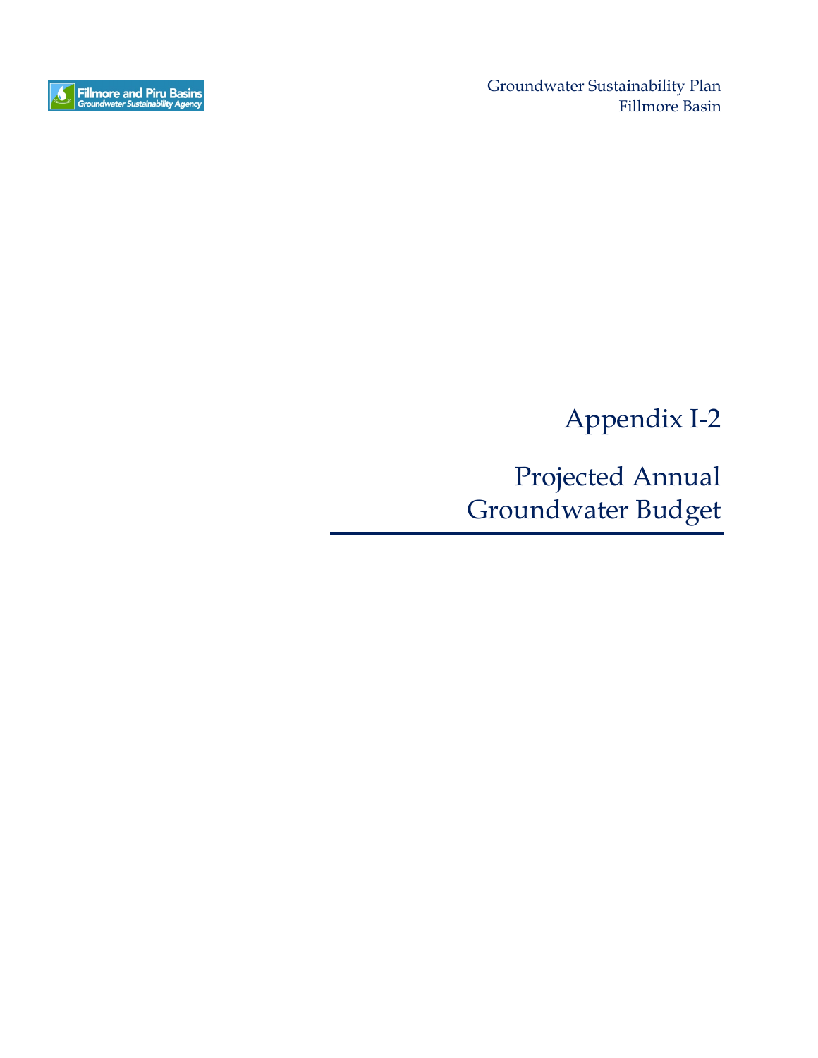# Appendix I-2

## Projected Annual Groundwater Budget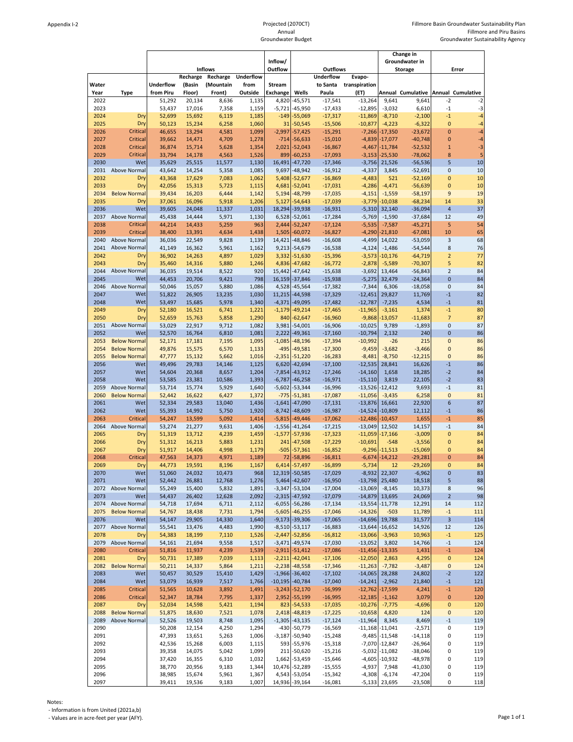Projected (2070CT)
Annual
Groundwater Budget

| Water Year | Type | Inflows: Underflow from Piru | Inflows: Recharge (Basin Floor) | Inflows: Recharge (Mountain Front) | Inflows: Underflow from Outside | Inflow/Outflow: Stream Exchange | Outflows: Wells | Outflows: Underflow to Santa Paula | Outflows: Evapo-transpiration (ET) | Change in Groundwater in Storage: Annual | Change in Groundwater in Storage: Cumulative | Error: Annual | Error: Cumulative |
|---|---|---|---|---|---|---|---|---|---|---|---|---|---|
| 2022 | | 51,292 | 20,134 | 8,636 | 1,135 | 4,820 | -45,571 | -17,541 | -13,264 | 9,641 | 9,641 | -2 | -2 |
| 2023 | | 53,437 | 17,016 | 7,358 | 1,159 | -5,721 | -45,950 | -17,433 | -12,895 | -3,032 | 6,610 | -1 | -3 |
| 2024 | Dry | 52,699 | 15,692 | 6,119 | 1,185 | -149 | -55,069 | -17,317 | -11,869 | -8,710 | -2,100 | -1 | -4 |
| 2025 | Dry | 50,123 | 15,234 | 6,258 | 1,060 | 31 | -50,545 | -15,506 | -10,877 | -4,223 | -6,322 | 0 | -4 |
| 2026 | Critical | 46,655 | 13,294 | 4,581 | 1,099 | -2,997 | -57,425 | -15,291 | -7,266 | -17,350 | -23,672 | 0 | -4 |
| 2027 | Critical | 39,662 | 14,471 | 4,709 | 1,278 | -714 | -56,633 | -15,010 | -4,839 | -17,077 | -40,748 | 0 | -4 |
| 2028 | Critical | 36,874 | 15,714 | 5,628 | 1,354 | 2,021 | -52,043 | -16,867 | -4,467 | -11,784 | -52,532 | 1 | -3 |
| 2029 | Critical | 33,794 | 14,178 | 4,563 | 1,526 | 899 | -60,253 | -17,093 | -3,153 | -25,530 | -78,062 | 8 | 5 |
| 2030 | Wet | 35,629 | 25,515 | 11,577 | 1,130 | 16,491 | -47,720 | -17,346 | -3,756 | 21,526 | -56,536 | 5 | 10 |
| 2031 | Above Normal | 43,642 | 14,254 | 5,358 | 1,085 | 9,697 | -48,942 | -16,912 | -4,337 | 3,845 | -52,691 | 0 | 10 |
| 2032 | Dry | 43,368 | 17,629 | 7,083 | 1,062 | 5,408 | -52,677 | -16,869 | -4,483 | 521 | -52,169 | 0 | 10 |
| 2033 | Dry | 42,056 | 15,313 | 5,723 | 1,115 | 4,681 | -52,041 | -17,031 | -4,286 | -4,471 | -56,639 | 0 | 10 |
| 2034 | Below Normal | 39,434 | 16,203 | 6,444 | 1,142 | 5,194 | -48,799 | -17,035 | -4,151 | -1,559 | -58,197 | 9 | 19 |
| 2035 | Dry | 37,061 | 16,096 | 5,918 | 1,206 | 5,127 | -54,643 | -17,039 | -3,779 | -10,038 | -68,234 | 14 | 33 |
| 2036 | Wet | 39,605 | 24,048 | 11,337 | 1,031 | 18,294 | -39,938 | -16,931 | -5,310 | 32,140 | -36,094 | 4 | 37 |
| 2037 | Above Normal | 45,438 | 14,444 | 5,971 | 1,130 | 6,528 | -52,061 | -17,284 | -5,769 | -1,590 | -37,684 | 12 | 49 |
| 2038 | Critical | 44,214 | 14,433 | 5,259 | 963 | 2,444 | -52,247 | -17,124 | -5,535 | -7,587 | -45,271 | 5 | 54 |
| 2039 | Critical | 38,400 | 13,391 | 4,634 | 1,438 | 1,505 | -60,072 | -16,827 | -4,290 | -21,810 | -67,081 | 10 | 65 |
| 2040 | Above Normal | 36,036 | 22,549 | 9,828 | 1,139 | 14,421 | -48,846 | -16,608 | -4,499 | 14,022 | -53,059 | 3 | 68 |
| 2041 | Above Normal | 41,149 | 16,362 | 5,961 | 1,162 | 9,213 | -54,679 | -16,538 | -4,124 | -1,486 | -54,544 | 8 | 76 |
| 2042 | Dry | 36,902 | 14,263 | 4,897 | 1,029 | 3,332 | -51,630 | -15,396 | -3,573 | -10,176 | -64,719 | 2 | 77 |
| 2043 | Dry | 35,460 | 14,316 | 5,880 | 1,246 | 4,836 | -47,682 | -16,772 | -2,878 | -5,589 | -70,307 | 5 | 82 |
| 2044 | Above Normal | 36,035 | 19,514 | 8,522 | 920 | 15,442 | -47,642 | -15,638 | -3,692 | 13,464 | -56,843 | 2 | 84 |
| 2045 | Wet | 44,453 | 20,706 | 9,421 | 798 | 16,159 | -37,846 | -15,938 | -5,275 | 32,479 | -24,364 | 0 | 84 |
| 2046 | Above Normal | 50,046 | 15,057 | 5,880 | 1,086 | 4,528 | -45,564 | -17,382 | -7,344 | 6,306 | -18,058 | 0 | 84 |
| 2047 | Wet | 51,822 | 26,905 | 13,235 | 1,030 | 11,215 | -44,598 | -17,329 | -12,451 | 29,827 | 11,769 | -1 | 82 |
| 2048 | Wet | 53,497 | 15,685 | 5,978 | 1,340 | -4,371 | -49,095 | -17,482 | -12,787 | -7,235 | 4,534 | -1 | 81 |
| 2049 | Dry | 52,180 | 16,521 | 6,741 | 1,221 | -1,179 | -49,214 | -17,465 | -11,965 | -3,161 | 1,374 | -1 | 80 |
| 2050 | Dry | 52,659 | 15,763 | 5,858 | 1,290 | 840 | -62,647 | -16,960 | -9,868 | -13,057 | -11,683 | 7 | 87 |
| 2051 | Above Normal | 53,029 | 22,917 | 9,712 | 1,082 | 3,981 | -54,001 | -16,906 | -10,025 | 9,789 | -1,893 | 0 | 87 |
| 2052 | Wet | 52,570 | 16,764 | 6,810 | 1,081 | 2,222 | -49,361 | -17,160 | -10,794 | 2,132 | 240 | 0 | 86 |
| 2053 | Below Normal | 52,171 | 17,181 | 7,195 | 1,095 | -1,085 | -48,196 | -17,394 | -10,992 | -26 | 215 | 0 | 86 |
| 2054 | Below Normal | 49,876 | 15,575 | 6,570 | 1,133 | -495 | -49,581 | -17,300 | -9,459 | -3,682 | -3,466 | 0 | 86 |
| 2055 | Below Normal | 47,777 | 15,132 | 5,662 | 1,016 | -2,351 | -51,220 | -16,283 | -8,481 | -8,750 | -12,215 | 0 | 86 |
| 2056 | Wet | 49,496 | 29,783 | 14,146 | 1,125 | 6,620 | -42,694 | -17,100 | -12,535 | 28,841 | 16,626 | -1 | 86 |
| 2057 | Wet | 54,604 | 20,368 | 8,657 | 1,204 | -7,854 | -43,912 | -17,246 | -14,160 | 1,658 | 18,285 | -2 | 84 |
| 2058 | Wet | 53,585 | 23,381 | 10,586 | 1,393 | -6,787 | -46,258 | -16,971 | -15,110 | 3,819 | 22,105 | -2 | 83 |
| 2059 | Above Normal | 53,714 | 15,774 | 5,929 | 1,640 | -5,602 | -53,344 | -16,996 | -13,526 | -12,412 | 9,693 | -1 | 81 |
| 2060 | Below Normal | 52,442 | 16,622 | 6,427 | 1,372 | -775 | -51,381 | -17,087 | -11,056 | -3,435 | 6,258 | 0 | 81 |
| 2061 | Wet | 52,334 | 29,583 | 13,040 | 1,436 | -1,641 | -47,090 | -17,131 | -13,876 | 16,661 | 22,920 | 6 | 87 |
| 2062 | Wet | 55,393 | 14,992 | 5,750 | 1,920 | -8,742 | -48,609 | -16,987 | -14,524 | -10,809 | 12,112 | -1 | 86 |
| 2063 | Critical | 54,247 | 13,599 | 5,092 | 1,414 | -5,815 | -49,446 | -17,062 | -12,486 | -10,457 | 1,655 | -1 | 85 |
| 2064 | Above Normal | 53,274 | 21,277 | 9,631 | 1,406 | -1,556 | -41,264 | -17,215 | -13,049 | 12,502 | 14,157 | -1 | 84 |
| 2065 | Dry | 51,319 | 13,712 | 4,239 | 1,459 | -1,577 | -57,936 | -17,323 | -11,059 | -17,166 | -3,009 | 0 | 84 |
| 2066 | Dry | 51,312 | 16,213 | 5,883 | 1,231 | 241 | -47,508 | -17,229 | -10,691 | -548 | -3,556 | 0 | 84 |
| 2067 | Dry | 51,917 | 14,406 | 4,998 | 1,179 | -505 | -57,361 | -16,852 | -9,296 | -11,513 | -15,069 | 0 | 84 |
| 2068 | Critical | 47,563 | 14,373 | 4,971 | 1,189 | 72 | -58,896 | -16,811 | -6,674 | -14,212 | -29,281 | 0 | 84 |
| 2069 | Dry | 44,773 | 19,591 | 8,196 | 1,167 | 6,414 | -57,497 | -16,899 | -5,734 | 12 | -29,269 | 0 | 84 |
| 2070 | Wet | 51,060 | 24,032 | 10,473 | 968 | 12,319 | -50,585 | -17,029 | -8,932 | 22,307 | -6,962 | 0 | 83 |
| 2071 | Wet | 52,442 | 26,881 | 12,768 | 1,276 | 5,464 | -42,607 | -16,950 | -13,798 | 25,480 | 18,518 | 5 | 88 |
| 2072 | Above Normal | 55,249 | 15,400 | 5,832 | 1,891 | -3,347 | -53,104 | -17,004 | -13,069 | -8,145 | 10,373 | 8 | 96 |
| 2073 | Wet | 54,437 | 26,402 | 12,628 | 2,092 | -2,315 | -47,592 | -17,079 | -14,879 | 13,695 | 24,069 | 2 | 98 |
| 2074 | Above Normal | 54,718 | 17,694 | 6,711 | 2,112 | -6,055 | -56,286 | -17,134 | -13,554 | -11,778 | 12,291 | 14 | 112 |
| 2075 | Below Normal | 54,767 | 18,438 | 7,731 | 1,794 | -5,605 | -46,255 | -17,046 | -14,326 | -503 | 11,789 | -1 | 111 |
| 2076 | Wet | 54,147 | 29,905 | 14,330 | 1,640 | -9,173 | -39,306 | -17,065 | -14,696 | 19,788 | 31,577 | 3 | 114 |
| 2077 | Above Normal | 55,541 | 13,476 | 4,483 | 1,990 | -8,510 | -53,117 | -16,883 | -13,644 | -16,652 | 14,926 | 12 | 126 |
| 2078 | Dry | 54,383 | 18,199 | 7,110 | 1,526 | -2,447 | -52,856 | -16,812 | -13,066 | -3,963 | 10,963 | -1 | 125 |
| 2079 | Above Normal | 54,161 | 21,694 | 9,558 | 1,517 | -3,471 | -49,574 | -17,030 | -13,052 | 3,802 | 14,766 | -1 | 124 |
| 2080 | Critical | 51,816 | 11,937 | 4,239 | 1,539 | -2,911 | -51,412 | -17,086 | -11,456 | -13,335 | 1,431 | -1 | 124 |
| 2081 | Dry | 50,731 | 17,389 | 7,039 | 1,113 | -2,211 | -42,041 | -17,106 | -12,050 | 2,863 | 4,295 | 0 | 124 |
| 2082 | Below Normal | 50,211 | 14,337 | 5,864 | 1,211 | -2,238 | -48,558 | -17,346 | -11,263 | -7,782 | -3,487 | 0 | 124 |
| 2083 | Wet | 50,457 | 30,529 | 15,410 | 1,429 | -1,966 | -36,402 | -17,102 | -14,065 | 28,288 | 24,802 | -2 | 122 |
| 2084 | Wet | 53,079 | 16,939 | 7,517 | 1,766 | -10,195 | -40,784 | -17,040 | -14,241 | -2,962 | 21,840 | -1 | 121 |
| 2085 | Critical | 51,565 | 10,628 | 3,892 | 1,491 | -3,243 | -52,170 | -16,999 | -12,762 | -17,599 | 4,241 | -1 | 120 |
| 2086 | Critical | 52,347 | 18,784 | 7,795 | 1,337 | 2,952 | -55,199 | -16,995 | -12,185 | -1,162 | 3,079 | 0 | 120 |
| 2087 | Dry | 52,034 | 14,598 | 5,421 | 1,194 | 823 | -54,533 | -17,035 | -10,276 | -7,775 | -4,696 | 0 | 120 |
| 2088 | Below Normal | 51,875 | 18,630 | 7,521 | 1,078 | 2,418 | -48,819 | -17,225 | -10,658 | 4,820 | 124 | 0 | 120 |
| 2089 | Above Normal | 52,526 | 19,503 | 8,748 | 1,095 | -1,305 | -43,135 | -17,124 | -11,964 | 8,345 | 8,469 | -1 | 119 |
| 2090 | | 50,208 | 12,154 | 4,250 | 1,294 | -430 | -50,779 | -16,569 | -11,168 | -11,041 | -2,571 | 0 | 119 |
| 2091 | | 47,393 | 13,651 | 5,263 | 1,006 | -3,187 | -50,940 | -15,248 | -9,485 | -11,548 | -14,118 | 0 | 119 |
| 2092 | | 42,536 | 15,268 | 6,003 | 1,115 | 593 | -55,976 | -15,318 | -7,070 | -12,847 | -26,964 | 0 | 119 |
| 2093 | | 39,358 | 14,075 | 5,042 | 1,099 | 211 | -50,620 | -15,216 | -5,032 | -11,082 | -38,046 | 0 | 119 |
| 2094 | | 37,420 | 16,355 | 6,310 | 1,032 | 1,662 | -53,459 | -15,646 | -4,605 | -10,932 | -48,978 | 0 | 119 |
| 2095 | | 38,770 | 20,956 | 9,183 | 1,344 | 10,476 | -52,289 | -15,555 | -4,937 | 7,948 | -41,030 | 0 | 119 |
| 2096 | | 38,985 | 15,674 | 5,961 | 1,367 | 4,543 | -53,054 | -15,342 | -4,308 | -6,174 | -47,204 | 0 | 119 |
| 2097 | | 39,411 | 19,536 | 9,183 | 1,007 | 14,936 | -39,164 | -16,081 | -5,133 | 23,695 | -23,508 | 0 | 118 |

Notes:
- Information is from United (2021a,b)
- Values are in acre-feet per year (AFY).